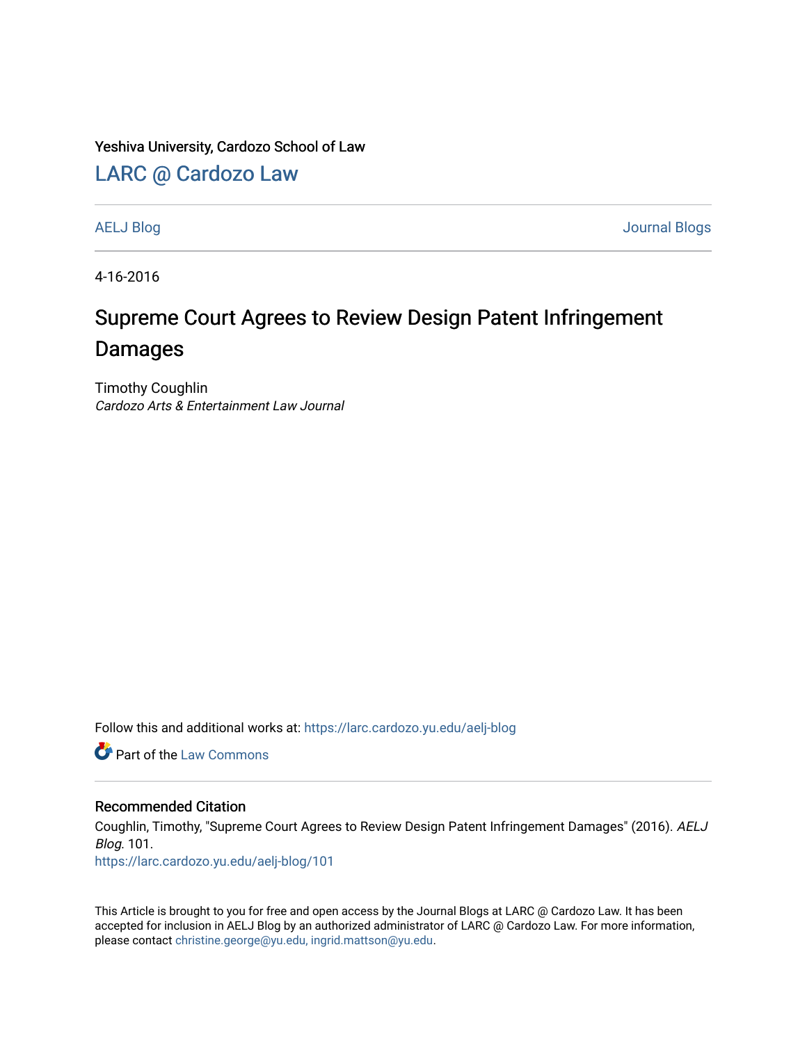Yeshiva University, Cardozo School of Law

## LARC @ Cardozo Law

AELJ Blog — Journal Blogs

4-16-2016

# Supreme Court Agrees to Review Design Patent Infringement Damages

Timothy Coughlin
*Cardozo Arts & Entertainment Law Journal*

Follow this and additional works at: https://larc.cardozo.yu.edu/aelj-blog

Part of the Law Commons

### Recommended Citation

Coughlin, Timothy, "Supreme Court Agrees to Review Design Patent Infringement Damages" (2016). *AELJ Blog*. 101.
https://larc.cardozo.yu.edu/aelj-blog/101

This Article is brought to you for free and open access by the Journal Blogs at LARC @ Cardozo Law. It has been accepted for inclusion in AELJ Blog by an authorized administrator of LARC @ Cardozo Law. For more information, please contact christine.george@yu.edu, ingrid.mattson@yu.edu.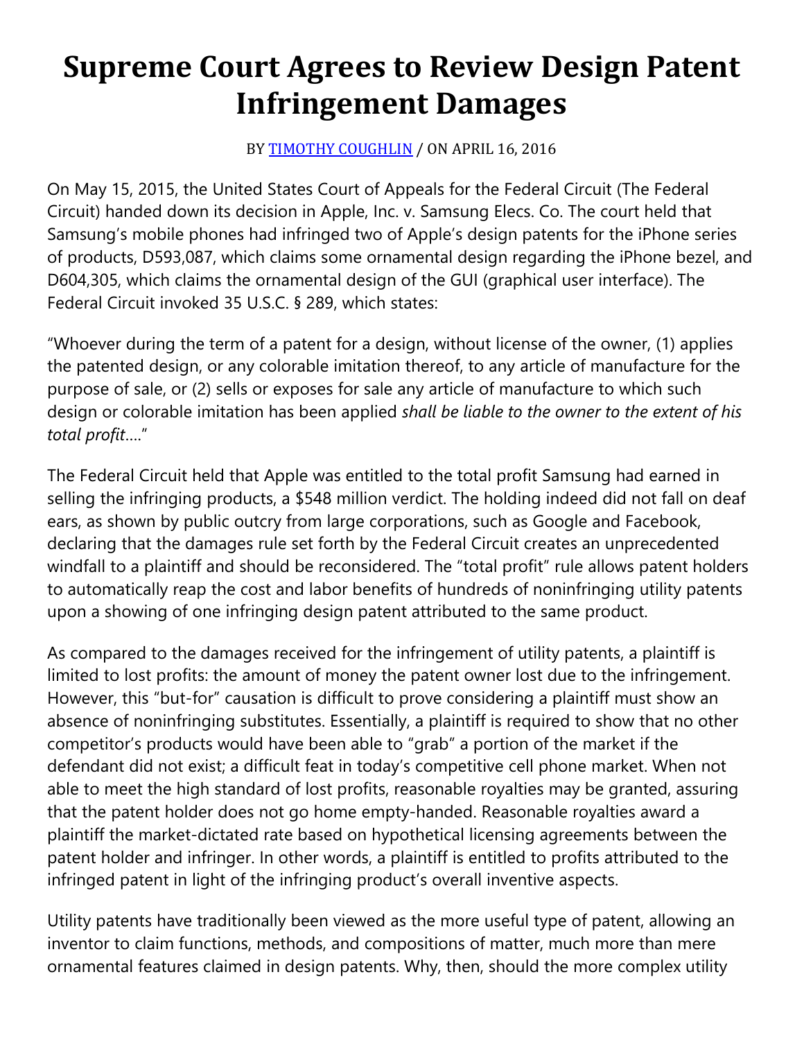# Supreme Court Agrees to Review Design Patent Infringement Damages

BY [TIMOTHY COUGHLIN](#) / ON APRIL 16, 2016

On May 15, 2015, the United States Court of Appeals for the Federal Circuit (The Federal Circuit) handed down its decision in Apple, Inc. v. Samsung Elecs. Co. The court held that Samsung's mobile phones had infringed two of Apple's design patents for the iPhone series of products, D593,087, which claims some ornamental design regarding the iPhone bezel, and D604,305, which claims the ornamental design of the GUI (graphical user interface). The Federal Circuit invoked 35 U.S.C. § 289, which states:

"Whoever during the term of a patent for a design, without license of the owner, (1) applies the patented design, or any colorable imitation thereof, to any article of manufacture for the purpose of sale, or (2) sells or exposes for sale any article of manufacture to which such design or colorable imitation has been applied *shall be liable to the owner to the extent of his total profit*…."

The Federal Circuit held that Apple was entitled to the total profit Samsung had earned in selling the infringing products, a $548 million verdict. The holding indeed did not fall on deaf ears, as shown by public outcry from large corporations, such as Google and Facebook, declaring that the damages rule set forth by the Federal Circuit creates an unprecedented windfall to a plaintiff and should be reconsidered. The "total profit" rule allows patent holders to automatically reap the cost and labor benefits of hundreds of noninfringing utility patents upon a showing of one infringing design patent attributed to the same product.

As compared to the damages received for the infringement of utility patents, a plaintiff is limited to lost profits: the amount of money the patent owner lost due to the infringement. However, this "but-for" causation is difficult to prove considering a plaintiff must show an absence of noninfringing substitutes. Essentially, a plaintiff is required to show that no other competitor's products would have been able to "grab" a portion of the market if the defendant did not exist; a difficult feat in today's competitive cell phone market. When not able to meet the high standard of lost profits, reasonable royalties may be granted, assuring that the patent holder does not go home empty-handed. Reasonable royalties award a plaintiff the market-dictated rate based on hypothetical licensing agreements between the patent holder and infringer. In other words, a plaintiff is entitled to profits attributed to the infringed patent in light of the infringing product's overall inventive aspects.

Utility patents have traditionally been viewed as the more useful type of patent, allowing an inventor to claim functions, methods, and compositions of matter, much more than mere ornamental features claimed in design patents. Why, then, should the more complex utility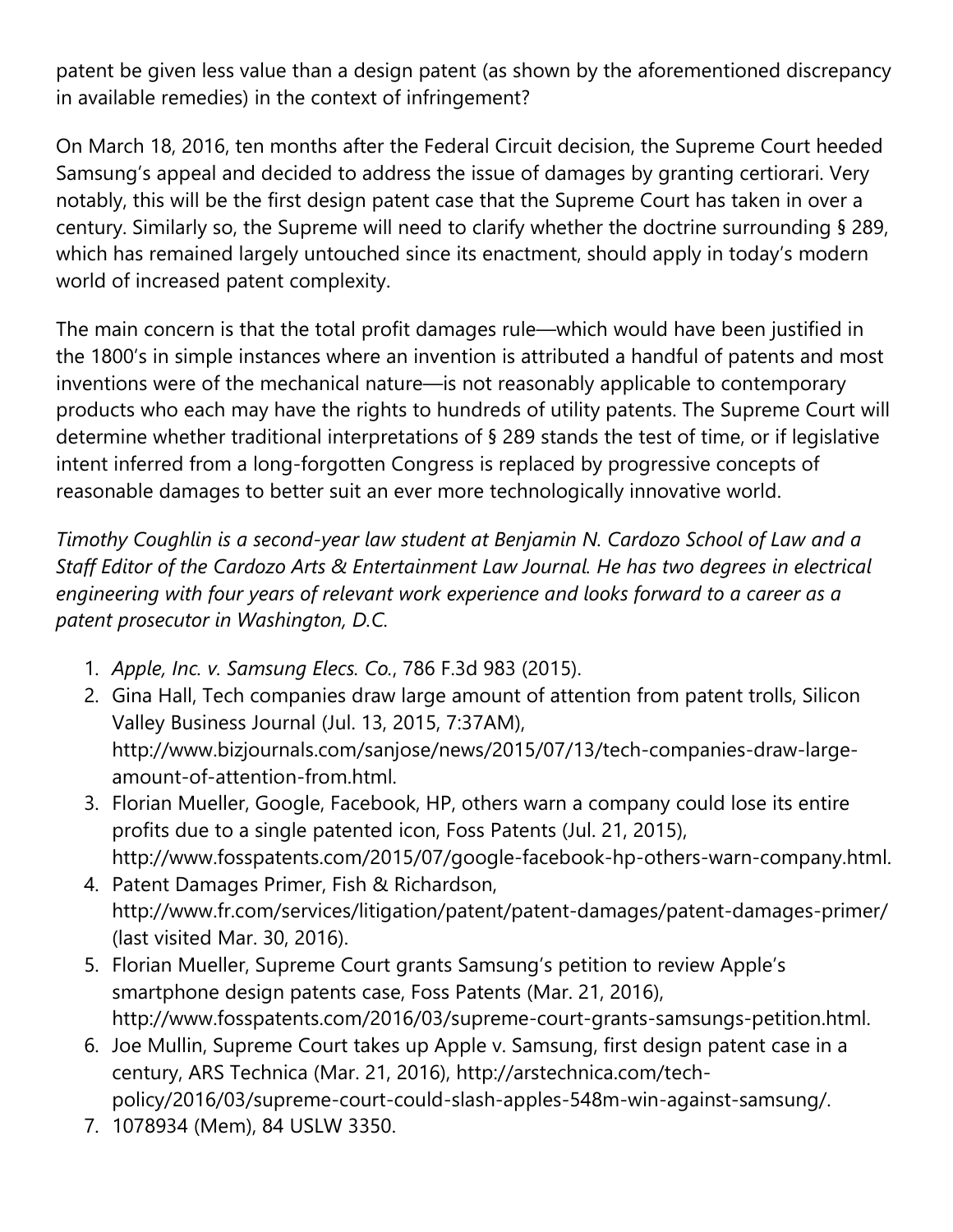patent be given less value than a design patent (as shown by the aforementioned discrepancy in available remedies) in the context of infringement?

On March 18, 2016, ten months after the Federal Circuit decision, the Supreme Court heeded Samsung's appeal and decided to address the issue of damages by granting certiorari. Very notably, this will be the first design patent case that the Supreme Court has taken in over a century. Similarly so, the Supreme will need to clarify whether the doctrine surrounding § 289, which has remained largely untouched since its enactment, should apply in today's modern world of increased patent complexity.

The main concern is that the total profit damages rule—which would have been justified in the 1800's in simple instances where an invention is attributed a handful of patents and most inventions were of the mechanical nature—is not reasonably applicable to contemporary products who each may have the rights to hundreds of utility patents. The Supreme Court will determine whether traditional interpretations of § 289 stands the test of time, or if legislative intent inferred from a long-forgotten Congress is replaced by progressive concepts of reasonable damages to better suit an ever more technologically innovative world.

*Timothy Coughlin is a second-year law student at Benjamin N. Cardozo School of Law and a Staff Editor of the Cardozo Arts & Entertainment Law Journal. He has two degrees in electrical engineering with four years of relevant work experience and looks forward to a career as a patent prosecutor in Washington, D.C.*

1. *Apple, Inc. v. Samsung Elecs. Co.*, 786 F.3d 983 (2015).
2. Gina Hall, Tech companies draw large amount of attention from patent trolls, Silicon Valley Business Journal (Jul. 13, 2015, 7:37AM), http://www.bizjournals.com/sanjose/news/2015/07/13/tech-companies-draw-large-amount-of-attention-from.html.
3. Florian Mueller, Google, Facebook, HP, others warn a company could lose its entire profits due to a single patented icon, Foss Patents (Jul. 21, 2015), http://www.fosspatents.com/2015/07/google-facebook-hp-others-warn-company.html.
4. Patent Damages Primer, Fish & Richardson, http://www.fr.com/services/litigation/patent/patent-damages/patent-damages-primer/ (last visited Mar. 30, 2016).
5. Florian Mueller, Supreme Court grants Samsung's petition to review Apple's smartphone design patents case, Foss Patents (Mar. 21, 2016), http://www.fosspatents.com/2016/03/supreme-court-grants-samsungs-petition.html.
6. Joe Mullin, Supreme Court takes up Apple v. Samsung, first design patent case in a century, ARS Technica (Mar. 21, 2016), http://arstechnica.com/tech-policy/2016/03/supreme-court-could-slash-apples-548m-win-against-samsung/.
7. 1078934 (Mem), 84 USLW 3350.